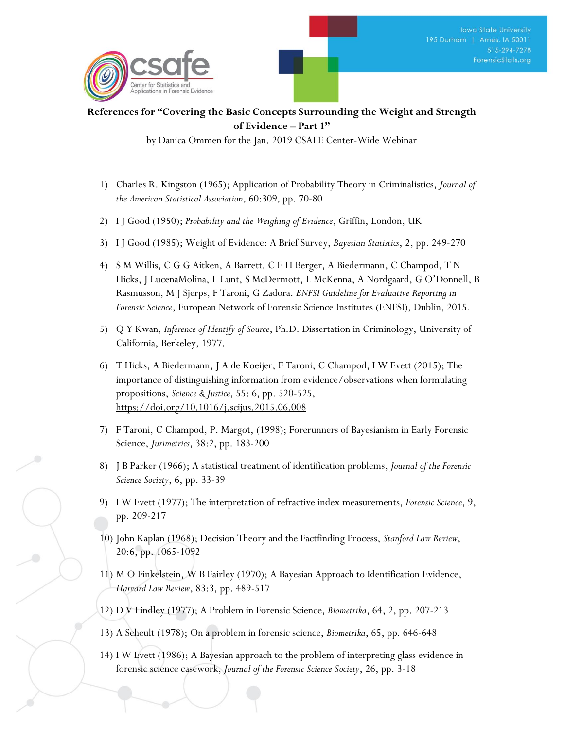**References for "Covering the Basic Concepts Surrounding the Weight and Strength of Evidence – Part 1"**

by Danica Ommen for the Jan. 2019 CSAFE Center-Wide Webinar

1) Charles R. Kingston (1965); Application of Probability Theory in Criminalistics, *Journal of the American Statistical Association*, 60:309, pp. 70-80

2) I J Good (1950); *Probability and the Weighing of Evidence*, Griffin, London, UK

3) I J Good (1985); Weight of Evidence: A Brief Survey, *Bayesian Statistics*, 2, pp. 249-270

4) S M Willis, C G G Aitken, A Barrett, C E H Berger, A Biedermann, C Champod, T N Hicks, J LucenaMolina, L Lunt, S McDermott, L McKenna, A Nordgaard, G O'Donnell, B Rasmusson, M J Sjerps, F Taroni, G Zadora. *ENFSI Guideline for Evaluative Reporting in Forensic Science*, European Network of Forensic Science Institutes (ENFSI), Dublin, 2015.

5) Q Y Kwan, *Inference of Identify of Source*, Ph.D. Dissertation in Criminology, University of California, Berkeley, 1977.

6) T Hicks, A Biedermann, J A de Koeijer, F Taroni, C Champod, I W Evett (2015); The importance of distinguishing information from evidence/observations when formulating propositions, *Science & Justice*, 55: 6, pp. 520-525, https://doi.org/10.1016/j.scijus.2015.06.008

7) F Taroni, C Champod, P. Margot, (1998); Forerunners of Bayesianism in Early Forensic Science, *Jurimetrics*, 38:2, pp. 183-200

8) J B Parker (1966); A statistical treatment of identification problems, *Journal of the Forensic Science Society*, 6, pp. 33-39

9) I W Evett (1977); The interpretation of refractive index measurements, *Forensic Science*, 9, pp. 209-217

10) John Kaplan (1968); Decision Theory and the Factfinding Process, *Stanford Law Review*, 20:6, pp. 1065-1092

11) M O Finkelstein, W B Fairley (1970); A Bayesian Approach to Identification Evidence, *Harvard Law Review*, 83:3, pp. 489-517

12) D V Lindley (1977); A Problem in Forensic Science, *Biometrika*, 64, 2, pp. 207-213

13) A Seheult (1978); On a problem in forensic science, *Biometrika*, 65, pp. 646-648

14) I W Evett (1986); A Bayesian approach to the problem of interpreting glass evidence in forensic science casework, *Journal of the Forensic Science Society*, 26, pp. 3-18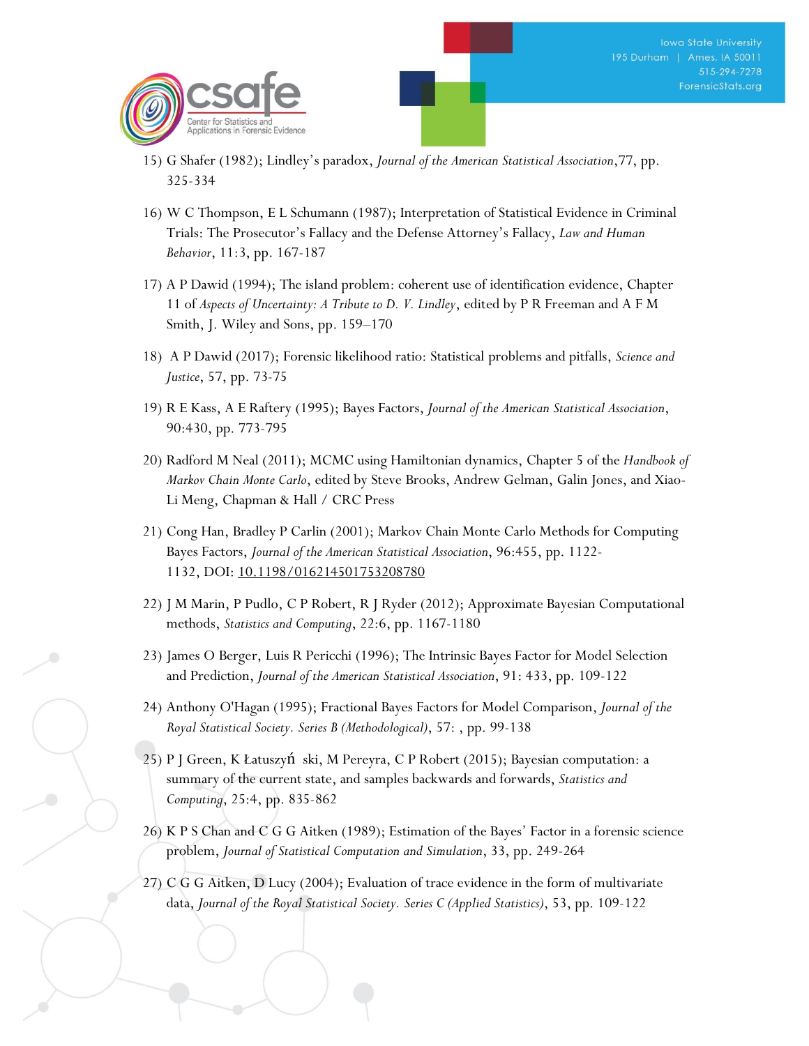15) G Shafer (1982); Lindley's paradox, *Journal of the American Statistical Association*,77, pp. 325-334

16) W C Thompson, E L Schumann (1987); Interpretation of Statistical Evidence in Criminal Trials: The Prosecutor's Fallacy and the Defense Attorney's Fallacy, *Law and Human Behavior*, 11:3, pp. 167-187

17) A P Dawid (1994); The island problem: coherent use of identification evidence, Chapter 11 of *Aspects of Uncertainty: A Tribute to D. V. Lindley*, edited by P R Freeman and A F M Smith, J. Wiley and Sons, pp. 159–170

18) A P Dawid (2017); Forensic likelihood ratio: Statistical problems and pitfalls, *Science and Justice*, 57, pp. 73-75

19) R E Kass, A E Raftery (1995); Bayes Factors, *Journal of the American Statistical Association*, 90:430, pp. 773-795

20) Radford M Neal (2011); MCMC using Hamiltonian dynamics, Chapter 5 of the *Handbook of Markov Chain Monte Carlo*, edited by Steve Brooks, Andrew Gelman, Galin Jones, and Xiao-Li Meng, Chapman & Hall / CRC Press

21) Cong Han, Bradley P Carlin (2001); Markov Chain Monte Carlo Methods for Computing Bayes Factors, *Journal of the American Statistical Association*, 96:455, pp. 1122-1132, DOI: 10.1198/016214501753208780

22) J M Marin, P Pudlo, C P Robert, R J Ryder (2012); Approximate Bayesian Computational methods, *Statistics and Computing*, 22:6, pp. 1167-1180

23) James O Berger, Luis R Pericchi (1996); The Intrinsic Bayes Factor for Model Selection and Prediction, *Journal of the American Statistical Association*, 91: 433, pp. 109-122

24) Anthony O'Hagan (1995); Fractional Bayes Factors for Model Comparison, *Journal of the Royal Statistical Society. Series B (Methodological)*, 57: , pp. 99-138

25) P J Green, K Łatuszyński, M Pereyra, C P Robert (2015); Bayesian computation: a summary of the current state, and samples backwards and forwards, *Statistics and Computing*, 25:4, pp. 835-862

26) K P S Chan and C G G Aitken (1989); Estimation of the Bayes' Factor in a forensic science problem, *Journal of Statistical Computation and Simulation*, 33, pp. 249-264

27) C G G Aitken, D Lucy (2004); Evaluation of trace evidence in the form of multivariate data, *Journal of the Royal Statistical Society. Series C (Applied Statistics)*, 53, pp. 109-122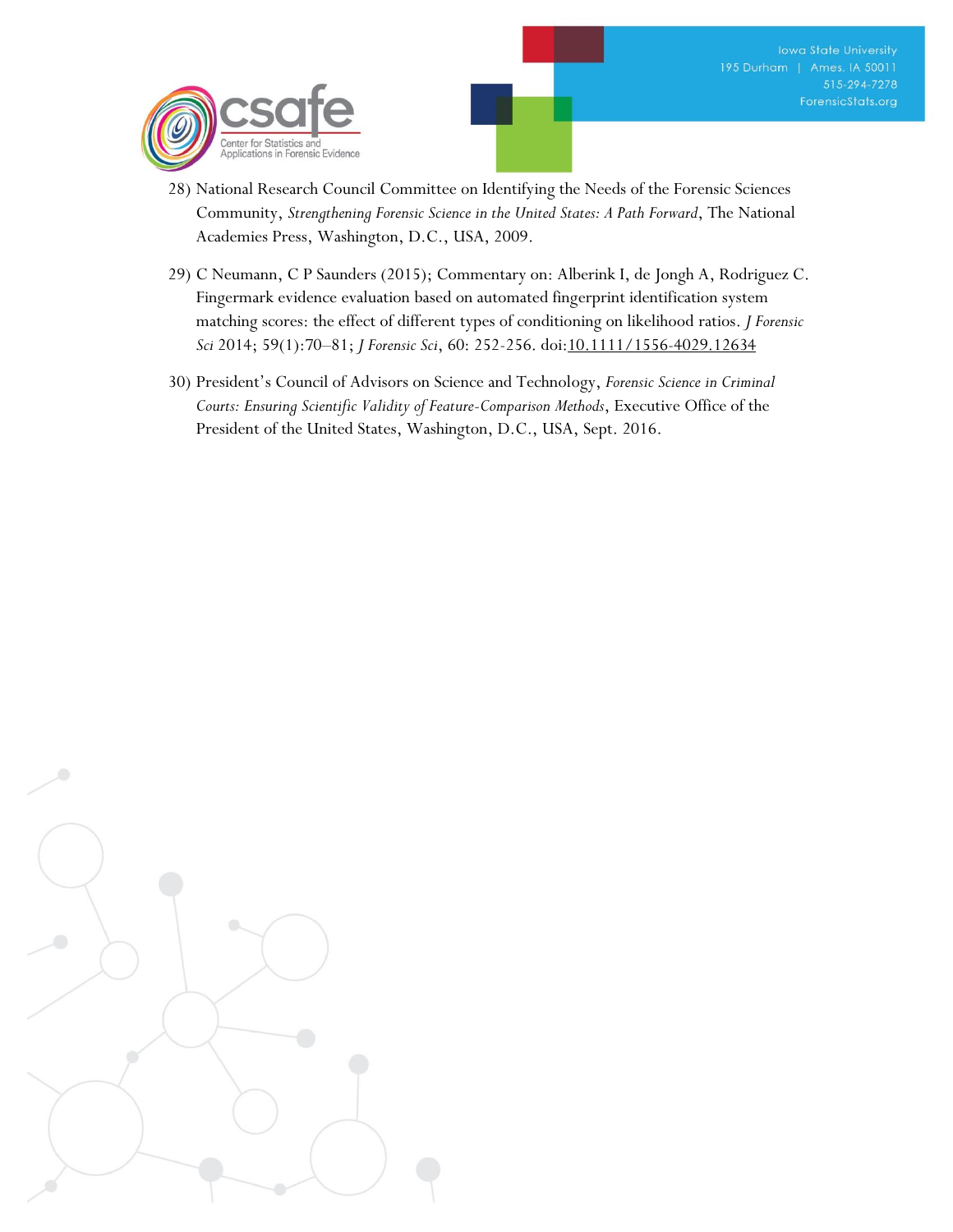28) National Research Council Committee on Identifying the Needs of the Forensic Sciences Community, *Strengthening Forensic Science in the United States: A Path Forward*, The National Academies Press, Washington, D.C., USA, 2009.

29) C Neumann, C P Saunders (2015); Commentary on: Alberink I, de Jongh A, Rodriguez C. Fingermark evidence evaluation based on automated fingerprint identification system matching scores: the effect of different types of conditioning on likelihood ratios. *J Forensic Sci* 2014; 59(1):70–81; *J Forensic Sci*, 60: 252-256. doi:10.1111/1556-4029.12634

30) President's Council of Advisors on Science and Technology, *Forensic Science in Criminal Courts: Ensuring Scientific Validity of Feature-Comparison Methods*, Executive Office of the President of the United States, Washington, D.C., USA, Sept. 2016.